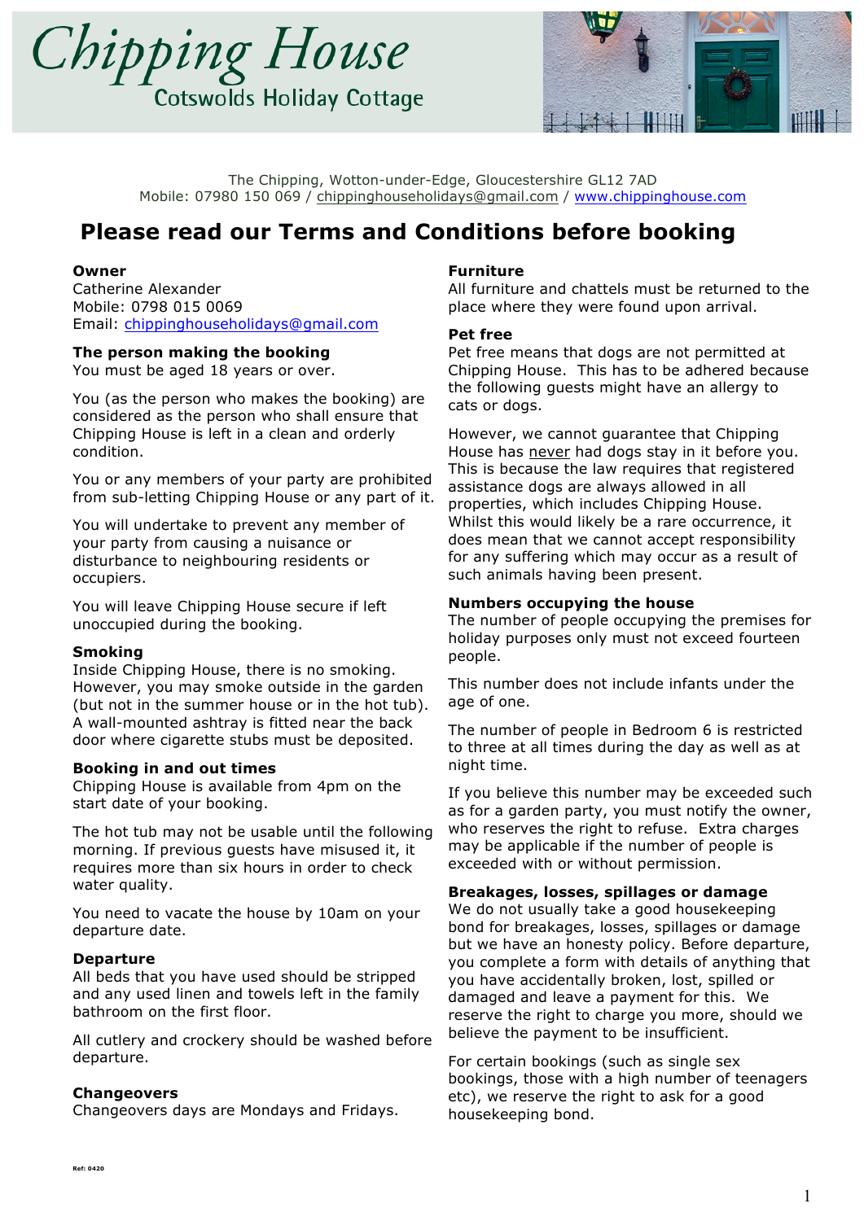# Chipping House

## Cotswolds Holiday Cottage

The Chipping, Wotton-under-Edge, Gloucestershire GL12 7AD
Mobile: 07980 150 069 / chippinghouseholidays@gmail.com / www.chippinghouse.com

# Please read our Terms and Conditions before booking

**Owner**
Catherine Alexander
Mobile: 0798 015 0069
Email: chippinghouseholidays@gmail.com

**The person making the booking**
You must be aged 18 years or over.

You (as the person who makes the booking) are considered as the person who shall ensure that Chipping House is left in a clean and orderly condition.

You or any members of your party are prohibited from sub-letting Chipping House or any part of it.

You will undertake to prevent any member of your party from causing a nuisance or disturbance to neighbouring residents or occupiers.

You will leave Chipping House secure if left unoccupied during the booking.

**Smoking**
Inside Chipping House, there is no smoking. However, you may smoke outside in the garden (but not in the summer house or in the hot tub). A wall-mounted ashtray is fitted near the back door where cigarette stubs must be deposited.

**Booking in and out times**
Chipping House is available from 4pm on the start date of your booking.

The hot tub may not be usable until the following morning. If previous guests have misused it, it requires more than six hours in order to check water quality.

You need to vacate the house by 10am on your departure date.

**Departure**
All beds that you have used should be stripped and any used linen and towels left in the family bathroom on the first floor.

All cutlery and crockery should be washed before departure.

**Changeovers**
Changeovers days are Mondays and Fridays.

**Furniture**
All furniture and chattels must be returned to the place where they were found upon arrival.

**Pet free**
Pet free means that dogs are not permitted at Chipping House. This has to be adhered because the following guests might have an allergy to cats or dogs.

However, we cannot guarantee that Chipping House has never had dogs stay in it before you. This is because the law requires that registered assistance dogs are always allowed in all properties, which includes Chipping House. Whilst this would likely be a rare occurrence, it does mean that we cannot accept responsibility for any suffering which may occur as a result of such animals having been present.

**Numbers occupying the house**
The number of people occupying the premises for holiday purposes only must not exceed fourteen people.

This number does not include infants under the age of one.

The number of people in Bedroom 6 is restricted to three at all times during the day as well as at night time.

If you believe this number may be exceeded such as for a garden party, you must notify the owner, who reserves the right to refuse. Extra charges may be applicable if the number of people is exceeded with or without permission.

**Breakages, losses, spillages or damage**
We do not usually take a good housekeeping bond for breakages, losses, spillages or damage but we have an honesty policy. Before departure, you complete a form with details of anything that you have accidentally broken, lost, spilled or damaged and leave a payment for this. We reserve the right to charge you more, should we believe the payment to be insufficient.

For certain bookings (such as single sex bookings, those with a high number of teenagers etc), we reserve the right to ask for a good housekeeping bond.

Ref: 0420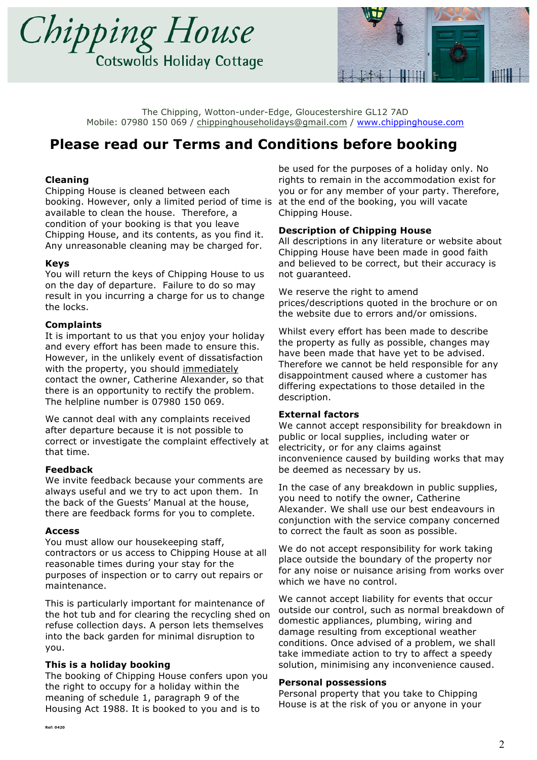# Chipping House

Cotswolds Holiday Cottage

The Chipping, Wotton-under-Edge, Gloucestershire GL12 7AD
Mobile: 07980 150 069 / chippinghouseholidays@gmail.com / www.chippinghouse.com

## Please read our Terms and Conditions before booking

**Cleaning**
Chipping House is cleaned between each booking. However, only a limited period of time is available to clean the house. Therefore, a condition of your booking is that you leave Chipping House, and its contents, as you find it. Any unreasonable cleaning may be charged for.

**Keys**
You will return the keys of Chipping House to us on the day of departure. Failure to do so may result in you incurring a charge for us to change the locks.

**Complaints**
It is important to us that you enjoy your holiday and every effort has been made to ensure this. However, in the unlikely event of dissatisfaction with the property, you should immediately contact the owner, Catherine Alexander, so that there is an opportunity to rectify the problem. The helpline number is 07980 150 069.

We cannot deal with any complaints received after departure because it is not possible to correct or investigate the complaint effectively at that time.

**Feedback**
We invite feedback because your comments are always useful and we try to act upon them. In the back of the Guests' Manual at the house, there are feedback forms for you to complete.

**Access**
You must allow our housekeeping staff, contractors or us access to Chipping House at all reasonable times during your stay for the purposes of inspection or to carry out repairs or maintenance.

This is particularly important for maintenance of the hot tub and for clearing the recycling shed on refuse collection days. A person lets themselves into the back garden for minimal disruption to you.

**This is a holiday booking**
The booking of Chipping House confers upon you the right to occupy for a holiday within the meaning of schedule 1, paragraph 9 of the Housing Act 1988. It is booked to you and is to be used for the purposes of a holiday only. No rights to remain in the accommodation exist for you or for any member of your party. Therefore, at the end of the booking, you will vacate Chipping House.

**Description of Chipping House**
All descriptions in any literature or website about Chipping House have been made in good faith and believed to be correct, but their accuracy is not guaranteed.

We reserve the right to amend prices/descriptions quoted in the brochure or on the website due to errors and/or omissions.

Whilst every effort has been made to describe the property as fully as possible, changes may have been made that have yet to be advised. Therefore we cannot be held responsible for any disappointment caused where a customer has differing expectations to those detailed in the description.

**External factors**
We cannot accept responsibility for breakdown in public or local supplies, including water or electricity, or for any claims against inconvenience caused by building works that may be deemed as necessary by us.

In the case of any breakdown in public supplies, you need to notify the owner, Catherine Alexander. We shall use our best endeavours in conjunction with the service company concerned to correct the fault as soon as possible.

We do not accept responsibility for work taking place outside the boundary of the property nor for any noise or nuisance arising from works over which we have no control.

We cannot accept liability for events that occur outside our control, such as normal breakdown of domestic appliances, plumbing, wiring and damage resulting from exceptional weather conditions. Once advised of a problem, we shall take immediate action to try to affect a speedy solution, minimising any inconvenience caused.

**Personal possessions**
Personal property that you take to Chipping House is at the risk of you or anyone in your

Ref: 0420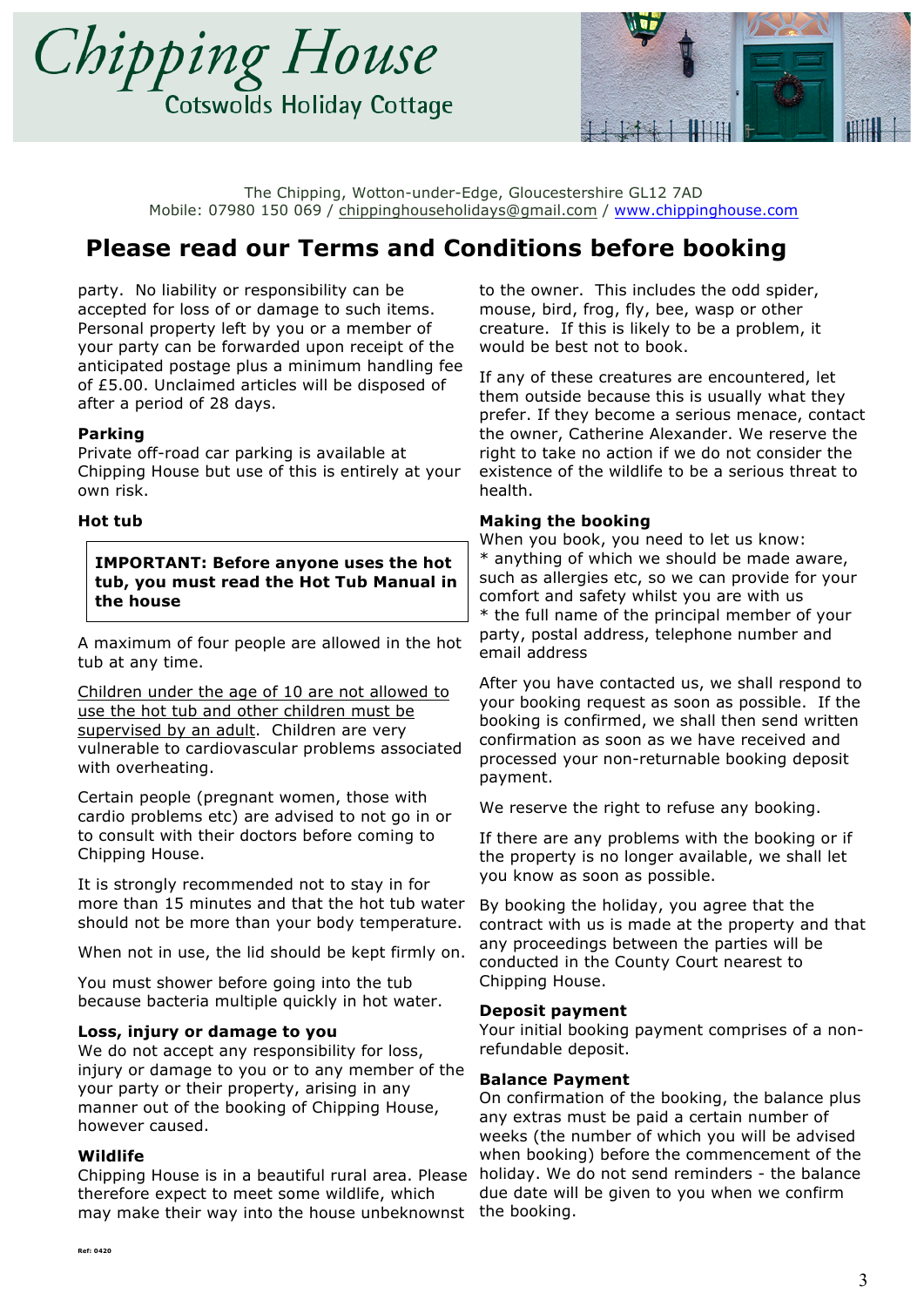# Chipping House

## Cotswolds Holiday Cottage

The Chipping, Wotton-under-Edge, Gloucestershire GL12 7AD
Mobile: 07980 150 069 / chippinghouseholidays@gmail.com / www.chippinghouse.com

## Please read our Terms and Conditions before booking

party. No liability or responsibility can be accepted for loss of or damage to such items. Personal property left by you or a member of your party can be forwarded upon receipt of the anticipated postage plus a minimum handling fee of £5.00. Unclaimed articles will be disposed of after a period of 28 days.

### Parking

Private off-road car parking is available at Chipping House but use of this is entirely at your own risk.

### Hot tub

**IMPORTANT: Before anyone uses the hot tub, you must read the Hot Tub Manual in the house**

A maximum of four people are allowed in the hot tub at any time.

Children under the age of 10 are not allowed to use the hot tub and other children must be supervised by an adult. Children are very vulnerable to cardiovascular problems associated with overheating.

Certain people (pregnant women, those with cardio problems etc) are advised to not go in or to consult with their doctors before coming to Chipping House.

It is strongly recommended not to stay in for more than 15 minutes and that the hot tub water should not be more than your body temperature.

When not in use, the lid should be kept firmly on.

You must shower before going into the tub because bacteria multiple quickly in hot water.

### Loss, injury or damage to you

We do not accept any responsibility for loss, injury or damage to you or to any member of the your party or their property, arising in any manner out of the booking of Chipping House, however caused.

### Wildlife

Chipping House is in a beautiful rural area. Please therefore expect to meet some wildlife, which may make their way into the house unbeknownst to the owner. This includes the odd spider, mouse, bird, frog, fly, bee, wasp or other creature. If this is likely to be a problem, it would be best not to book.

If any of these creatures are encountered, let them outside because this is usually what they prefer. If they become a serious menace, contact the owner, Catherine Alexander. We reserve the right to take no action if we do not consider the existence of the wildlife to be a serious threat to health.

### Making the booking

When you book, you need to let us know:
* anything of which we should be made aware, such as allergies etc, so we can provide for your comfort and safety whilst you are with us
* the full name of the principal member of your party, postal address, telephone number and email address

After you have contacted us, we shall respond to your booking request as soon as possible. If the booking is confirmed, we shall then send written confirmation as soon as we have received and processed your non-returnable booking deposit payment.

We reserve the right to refuse any booking.

If there are any problems with the booking or if the property is no longer available, we shall let you know as soon as possible.

By booking the holiday, you agree that the contract with us is made at the property and that any proceedings between the parties will be conducted in the County Court nearest to Chipping House.

### Deposit payment

Your initial booking payment comprises of a non-refundable deposit.

### Balance Payment

On confirmation of the booking, the balance plus any extras must be paid a certain number of weeks (the number of which you will be advised when booking) before the commencement of the holiday. We do not send reminders - the balance due date will be given to you when we confirm the booking.

Ref: 0420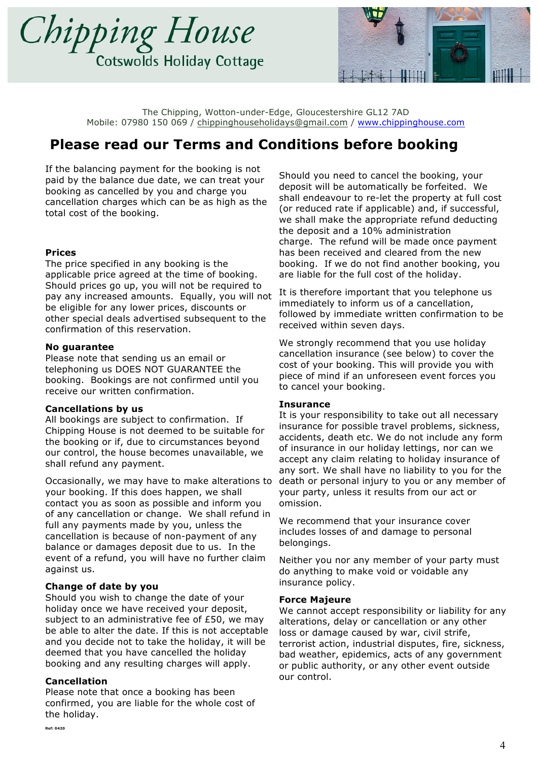# Chipping House

Cotswolds Holiday Cottage

The Chipping, Wotton-under-Edge, Gloucestershire GL12 7AD
Mobile: 07980 150 069 / chippinghouseholidays@gmail.com / www.chippinghouse.com

## Please read our Terms and Conditions before booking

If the balancing payment for the booking is not paid by the balance due date, we can treat your booking as cancelled by you and charge you cancellation charges which can be as high as the total cost of the booking.

**Prices**
The price specified in any booking is the applicable price agreed at the time of booking. Should prices go up, you will not be required to pay any increased amounts. Equally, you will not be eligible for any lower prices, discounts or other special deals advertised subsequent to the confirmation of this reservation.

**No guarantee**
Please note that sending us an email or telephoning us DOES NOT GUARANTEE the booking. Bookings are not confirmed until you receive our written confirmation.

**Cancellations by us**
All bookings are subject to confirmation. If Chipping House is not deemed to be suitable for the booking or if, due to circumstances beyond our control, the house becomes unavailable, we shall refund any payment.

Occasionally, we may have to make alterations to your booking. If this does happen, we shall contact you as soon as possible and inform you of any cancellation or change. We shall refund in full any payments made by you, unless the cancellation is because of non-payment of any balance or damages deposit due to us. In the event of a refund, you will have no further claim against us.

**Change of date by you**
Should you wish to change the date of your holiday once we have received your deposit, subject to an administrative fee of £50, we may be able to alter the date. If this is not acceptable and you decide not to take the holiday, it will be deemed that you have cancelled the holiday booking and any resulting charges will apply.

**Cancellation**
Please note that once a booking has been confirmed, you are liable for the whole cost of the holiday.

Should you need to cancel the booking, your deposit will be automatically be forfeited. We shall endeavour to re-let the property at full cost (or reduced rate if applicable) and, if successful, we shall make the appropriate refund deducting the deposit and a 10% administration charge. The refund will be made once payment has been received and cleared from the new booking. If we do not find another booking, you are liable for the full cost of the holiday.

It is therefore important that you telephone us immediately to inform us of a cancellation, followed by immediate written confirmation to be received within seven days.

We strongly recommend that you use holiday cancellation insurance (see below) to cover the cost of your booking. This will provide you with piece of mind if an unforeseen event forces you to cancel your booking.

**Insurance**
It is your responsibility to take out all necessary insurance for possible travel problems, sickness, accidents, death etc. We do not include any form of insurance in our holiday lettings, nor can we accept any claim relating to holiday insurance of any sort. We shall have no liability to you for the death or personal injury to you or any member of your party, unless it results from our act or omission.

We recommend that your insurance cover includes losses of and damage to personal belongings.

Neither you nor any member of your party must do anything to make void or voidable any insurance policy.

**Force Majeure**
We cannot accept responsibility or liability for any alterations, delay or cancellation or any other loss or damage caused by war, civil strife, terrorist action, industrial disputes, fire, sickness, bad weather, epidemics, acts of any government or public authority, or any other event outside our control.

Ref: 0420